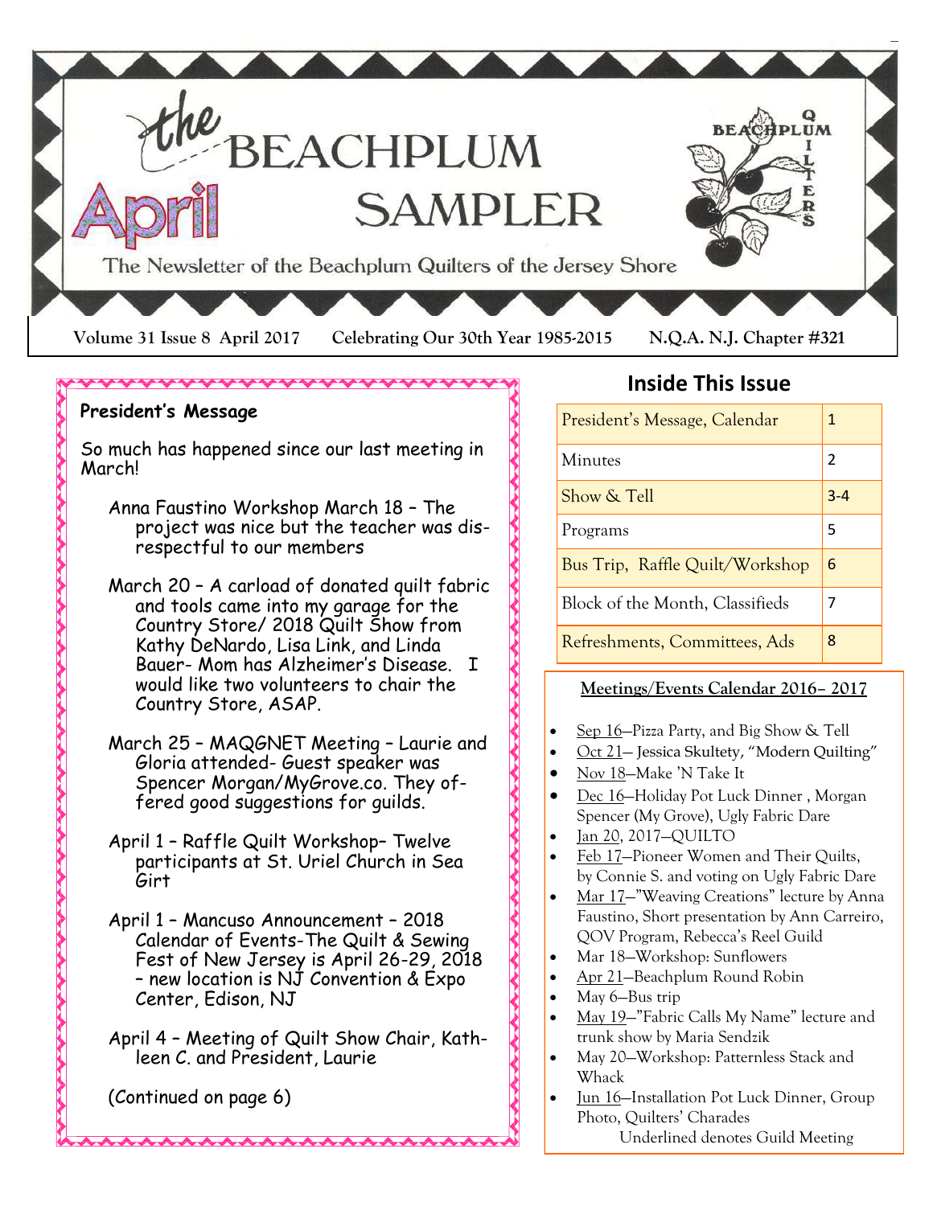# the BEACHPLUM SAMPLER

**April**

The Newsletter of the Beachplum Quilters of the Jersey Shore

BEACHPLUM QUILTERS

**Volume 31 Issue 8 April 2017** **Celebrating Our 30th Year 1985-2015** **N.Q.A. N.J. Chapter #321**

## President's Message

So much has happened since our last meeting in March!

- Anna Faustino Workshop March 18 – The project was nice but the teacher was disrespectful to our members
- March 20 – A carload of donated quilt fabric and tools came into my garage for the Country Store/ 2018 Quilt Show from Kathy DeNardo, Lisa Link, and Linda Bauer- Mom has Alzheimer's Disease. I would like two volunteers to chair the Country Store, ASAP.
- March 25 – MAQGNET Meeting – Laurie and Gloria attended- Guest speaker was Spencer Morgan/MyGrove.co. They offered good suggestions for guilds.
- April 1 – Raffle Quilt Workshop– Twelve participants at St. Uriel Church in Sea Girt
- April 1 – Mancuso Announcement – 2018 Calendar of Events-The Quilt & Sewing Fest of New Jersey is April 26-29, 2018 – new location is NJ Convention & Expo Center, Edison, NJ
- April 4 – Meeting of Quilt Show Chair, Kathleen C. and President, Laurie

(Continued on page 6)

## Inside This Issue

| | |
|---|---|
| President's Message, Calendar | 1 |
| Minutes | 2 |
| Show & Tell | 3-4 |
| Programs | 5 |
| Bus Trip, Raffle Quilt/Workshop | 6 |
| Block of the Month, Classifieds | 7 |
| Refreshments, Committees, Ads | 8 |

### Meetings/Events Calendar 2016– 2017

- Sep 16—Pizza Party, and Big Show & Tell
- Oct 21— Jessica Skultety, "Modern Quilting"
- Nov 18—Make 'N Take It
- Dec 16—Holiday Pot Luck Dinner , Morgan Spencer (My Grove), Ugly Fabric Dare
- Jan 20, 2017—QUILTO
- Feb 17—Pioneer Women and Their Quilts, by Connie S. and voting on Ugly Fabric Dare
- Mar 17—"Weaving Creations" lecture by Anna Faustino, Short presentation by Ann Carreiro, QOV Program, Rebecca's Reel Guild
- Mar 18—Workshop: Sunflowers
- Apr 21—Beachplum Round Robin
- May 6—Bus trip
- May 19—"Fabric Calls My Name" lecture and trunk show by Maria Sendzik
- May 20—Workshop: Patternless Stack and Whack
- Jun 16—Installation Pot Luck Dinner, Group Photo, Quilters' Charades

Underlined denotes Guild Meeting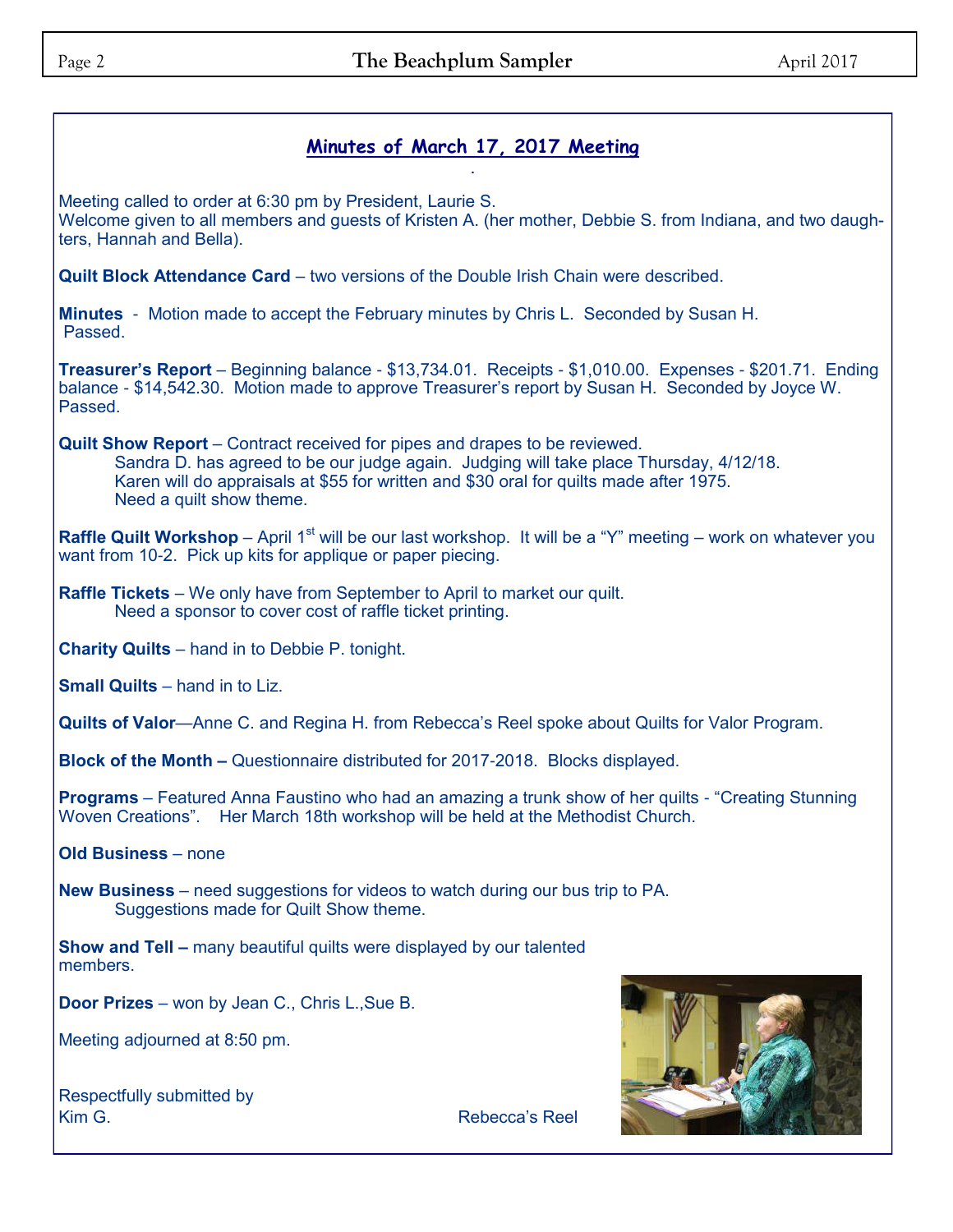## Minutes of March 17, 2017 Meeting

Meeting called to order at 6:30 pm by President, Laurie S.
Welcome given to all members and guests of Kristen A. (her mother, Debbie S. from Indiana, and two daughters, Hannah and Bella).

**Quilt Block Attendance Card** – two versions of the Double Irish Chain were described.

**Minutes** - Motion made to accept the February minutes by Chris L. Seconded by Susan H. Passed.

**Treasurer's Report** – Beginning balance - $13,734.01. Receipts - $1,010.00. Expenses - $201.71. Ending balance - $14,542.30. Motion made to approve Treasurer's report by Susan H. Seconded by Joyce W. Passed.

**Quilt Show Report** – Contract received for pipes and drapes to be reviewed.
Sandra D. has agreed to be our judge again. Judging will take place Thursday, 4/12/18.
Karen will do appraisals at $55 for written and $30 oral for quilts made after 1975.
Need a quilt show theme.

**Raffle Quilt Workshop** – April 1st will be our last workshop. It will be a "Y" meeting – work on whatever you want from 10-2. Pick up kits for applique or paper piecing.

**Raffle Tickets** – We only have from September to April to market our quilt.
Need a sponsor to cover cost of raffle ticket printing.

**Charity Quilts** – hand in to Debbie P. tonight.

**Small Quilts** – hand in to Liz.

**Quilts of Valor**—Anne C. and Regina H. from Rebecca's Reel spoke about Quilts for Valor Program.

**Block of the Month –** Questionnaire distributed for 2017-2018. Blocks displayed.

**Programs** – Featured Anna Faustino who had an amazing a trunk show of her quilts - "Creating Stunning Woven Creations". Her March 18th workshop will be held at the Methodist Church.

**Old Business** – none

**New Business** – need suggestions for videos to watch during our bus trip to PA.
Suggestions made for Quilt Show theme.

**Show and Tell –** many beautiful quilts were displayed by our talented members.

**Door Prizes** – won by Jean C., Chris L.,Sue B.

Meeting adjourned at 8:50 pm.

Respectfully submitted by
Kim G.

Rebecca's Reel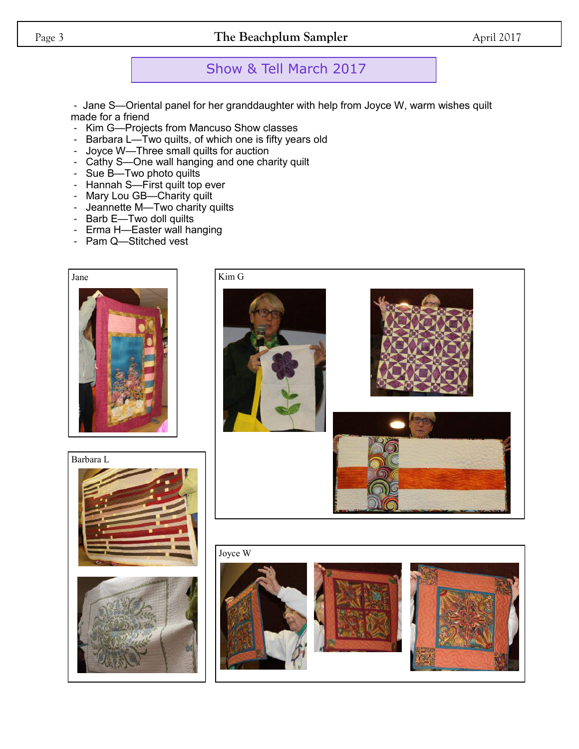## Show & Tell March 2017

- Jane S—Oriental panel for her granddaughter with help from Joyce W, warm wishes quilt made for a friend
- Kim G—Projects from Mancuso Show classes
- Barbara L—Two quilts, of which one is fifty years old
- Joyce W—Three small quilts for auction
- Cathy S—One wall hanging and one charity quilt
- Sue B—Two photo quilts
- Hannah S—First quilt top ever
- Mary Lou GB—Charity quilt
- Jeannette M—Two charity quilts
- Barb E—Two doll quilts
- Erma H—Easter wall hanging
- Pam Q—Stitched vest

Jane

Kim G

Barbara L

Joyce W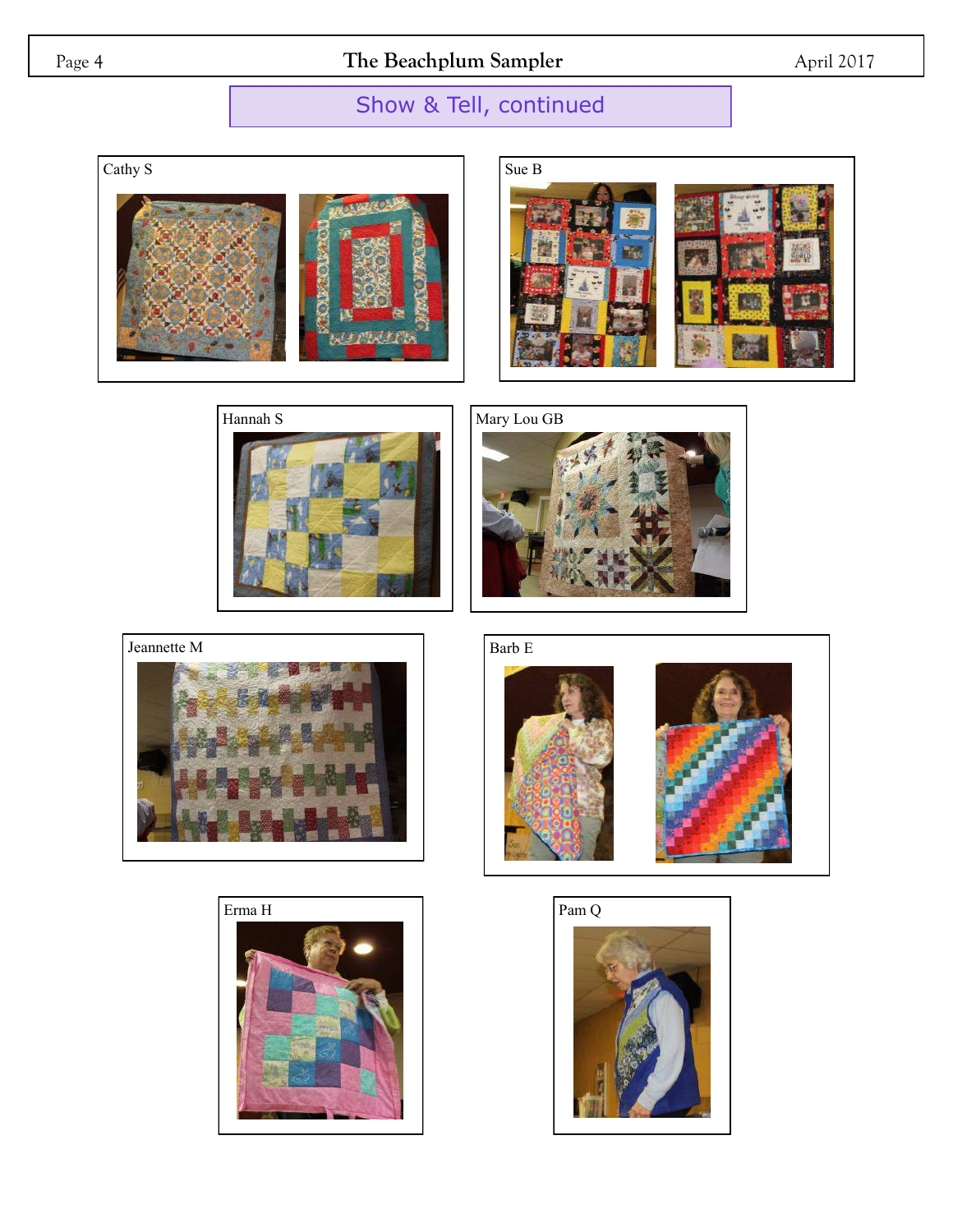## Show & Tell, continued

Cathy S

Sue B

Hannah S

Mary Lou GB

Jeannette M

Barb E

Erma H

Pam Q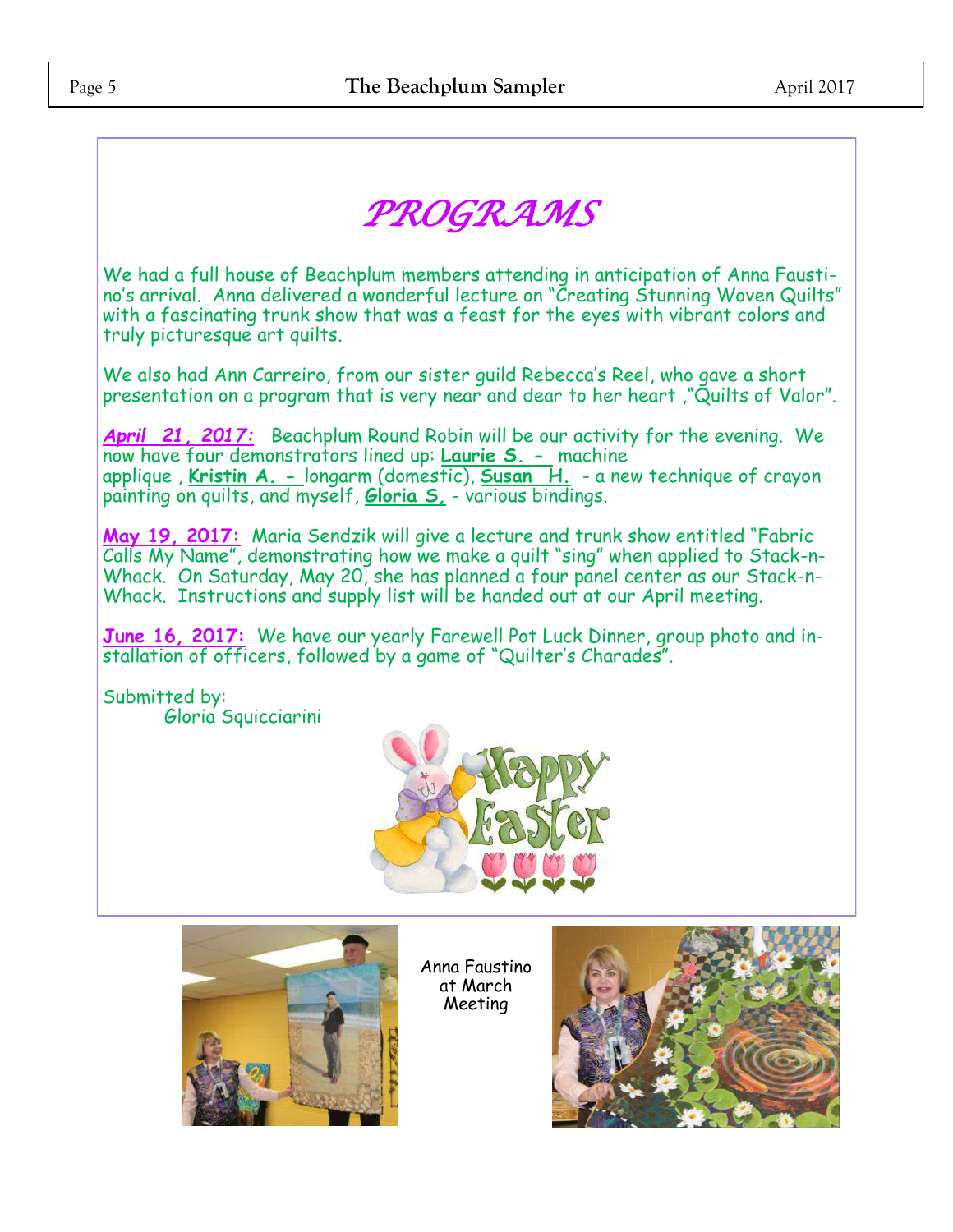# PROGRAMS

We had a full house of Beachplum members attending in anticipation of Anna Faustino's arrival. Anna delivered a wonderful lecture on "Creating Stunning Woven Quilts" with a fascinating trunk show that was a feast for the eyes with vibrant colors and truly picturesque art quilts.

We also had Ann Carreiro, from our sister guild Rebecca's Reel, who gave a short presentation on a program that is very near and dear to her heart ,"Quilts of Valor".

***April 21, 2017:*** Beachplum Round Robin will be our activity for the evening. We now have four demonstrators lined up: **Laurie S. -** machine applique , **Kristin A. -** longarm (domestic), **Susan H.** - a new technique of crayon painting on quilts, and myself, **Gloria S,** - various bindings.

**May 19, 2017:** Maria Sendzik will give a lecture and trunk show entitled "Fabric Calls My Name", demonstrating how we make a quilt "sing" when applied to Stack-n-Whack. On Saturday, May 20, she has planned a four panel center as our Stack-n-Whack. Instructions and supply list will be handed out at our April meeting.

**June 16, 2017:** We have our yearly Farewell Pot Luck Dinner, group photo and installation of officers, followed by a game of "Quilter's Charades".

Submitted by:
Gloria Squicciarini

Happy Easter

Anna Faustino at March Meeting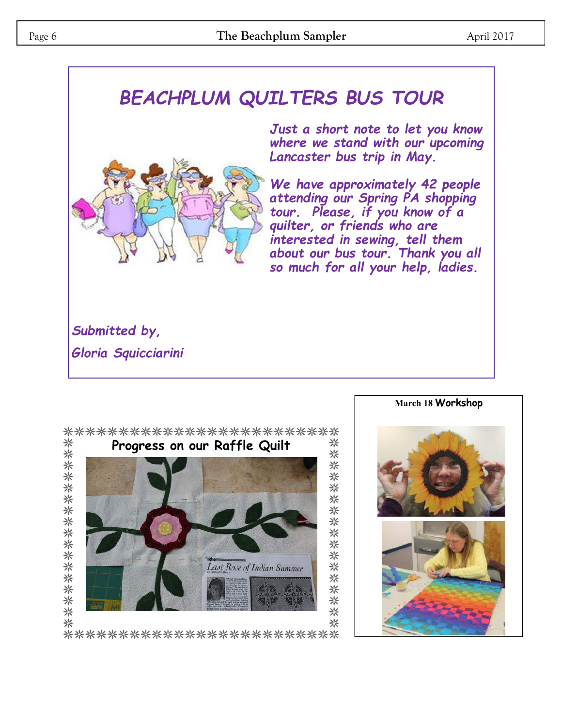# BEACHPLUM QUILTERS BUS TOUR

*Just a short note to let you know where we stand with our upcoming Lancaster bus trip in May.*

*We have approximately 42 people attending our Spring PA shopping tour. Please, if you know of a quilter, or friends who are interested in sewing, tell them about our bus tour. Thank you all so much for all your help, ladies.*

*Submitted by,*

*Gloria Squicciarini*

## Progress on our Raffle Quilt

## March 18 Workshop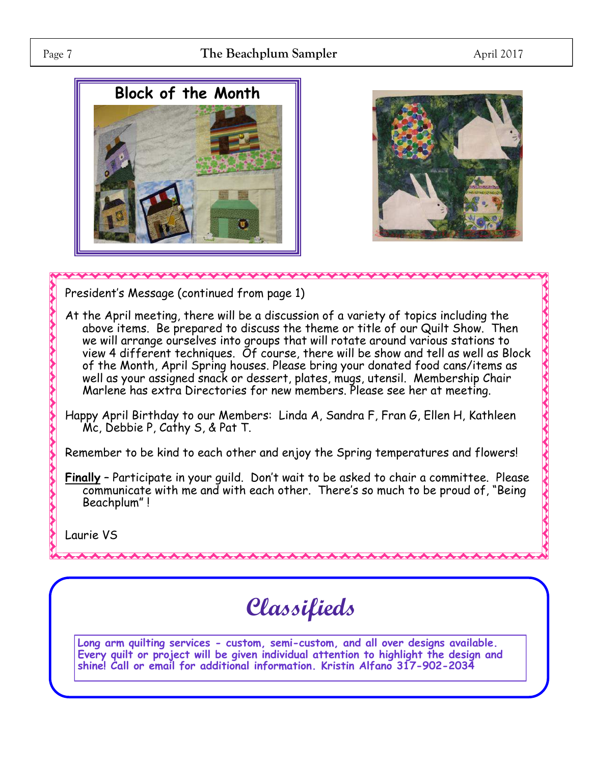## Block of the Month

President's Message (continued from page 1)

At the April meeting, there will be a discussion of a variety of topics including the above items. Be prepared to discuss the theme or title of our Quilt Show. Then we will arrange ourselves into groups that will rotate around various stations to view 4 different techniques. Of course, there will be show and tell as well as Block of the Month, April Spring houses. Please bring your donated food cans/items as well as your assigned snack or dessert, plates, mugs, utensil. Membership Chair Marlene has extra Directories for new members. Please see her at meeting.

Happy April Birthday to our Members: Linda A, Sandra F, Fran G, Ellen H, Kathleen Mc, Debbie P, Cathy S, & Pat T.

Remember to be kind to each other and enjoy the Spring temperatures and flowers!

**Finally** – Participate in your guild. Don't wait to be asked to chair a committee. Please communicate with me and with each other. There's so much to be proud of, "Being Beachplum" !

Laurie VS

## *Classifieds*

**Long arm quilting services - custom, semi-custom, and all over designs available. Every quilt or project will be given individual attention to highlight the design and shine! Call or email for additional information. Kristin Alfano 317-902-2034**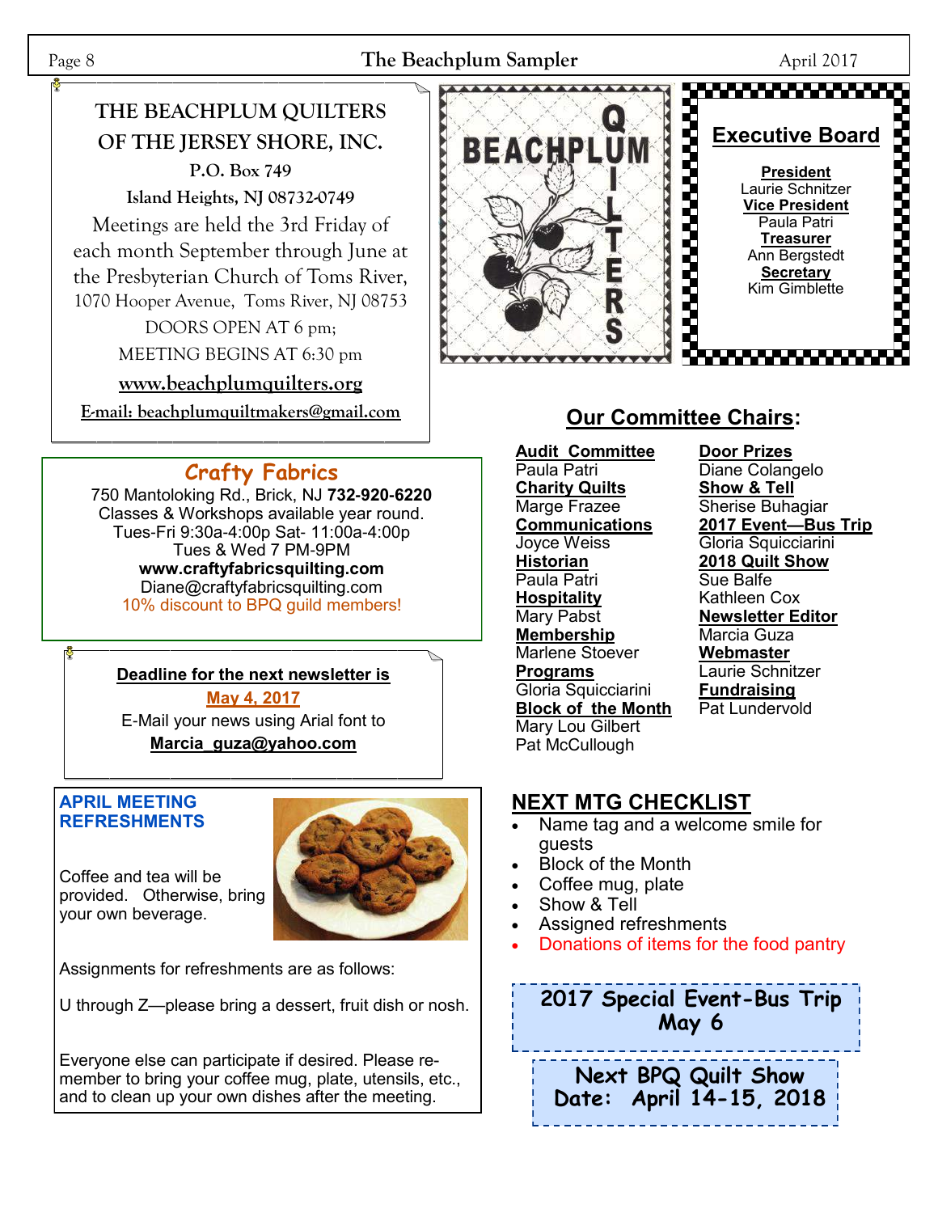## THE BEACHPLUM QUILTERS OF THE JERSEY SHORE, INC.

P.O. Box 749

Island Heights, NJ 08732-0749

Meetings are held the 3rd Friday of each month September through June at the Presbyterian Church of Toms River, 1070 Hooper Avenue, Toms River, NJ 08753

DOORS OPEN AT 6 pm;

MEETING BEGINS AT 6:30 pm

**www.beachplumquilters.org**

**E-mail: beachplumquiltmakers@gmail.com**

BEACHPLUM QUILTERS

## Executive Board

**President**
Laurie Schnitzer

**Vice President**
Paula Patri

**Treasurer**
Ann Bergstedt

**Secretary**
Kim Gimblette

## Crafty Fabrics

750 Mantoloking Rd., Brick, NJ **732-920-6220**
Classes & Workshops available year round.
Tues-Fri 9:30a-4:00p Sat- 11:00a-4:00p
Tues & Wed 7 PM-9PM
**www.craftyfabricsquilting.com**
Diane@craftyfabricsquilting.com
10% discount to BPQ guild members!

**Deadline for the next newsletter is**

**May 4, 2017**

E-Mail your news using Arial font to
**Marcia_guza@yahoo.com**

## Our Committee Chairs:

**Audit Committee**
Paula Patri

**Charity Quilts**
Marge Frazee

**Communications**
Joyce Weiss

**Historian**
Paula Patri

**Hospitality**
Mary Pabst

**Membership**
Marlene Stoever

**Programs**
Gloria Squicciarini

**Block of the Month**
Mary Lou Gilbert
Pat McCullough

**Door Prizes**
Diane Colangelo

**Show & Tell**
Sherise Buhagiar

**2017 Event—Bus Trip**
Gloria Squicciarini

**2018 Quilt Show**
Sue Balfe
Kathleen Cox

**Newsletter Editor**
Marcia Guza

**Webmaster**
Laurie Schnitzer

**Fundraising**
Pat Lundervold

### APRIL MEETING REFRESHMENTS

Coffee and tea will be provided. Otherwise, bring your own beverage.

Assignments for refreshments are as follows:

U through Z—please bring a dessert, fruit dish or nosh.

Everyone else can participate if desired. Please remember to bring your coffee mug, plate, utensils, etc., and to clean up your own dishes after the meeting.

## NEXT MTG CHECKLIST

- Name tag and a welcome smile for guests
- Block of the Month
- Coffee mug, plate
- Show & Tell
- Assigned refreshments
- Donations of items for the food pantry

**2017 Special Event-Bus Trip**
**May 6**

**Next BPQ Quilt Show**
**Date: April 14-15, 2018**